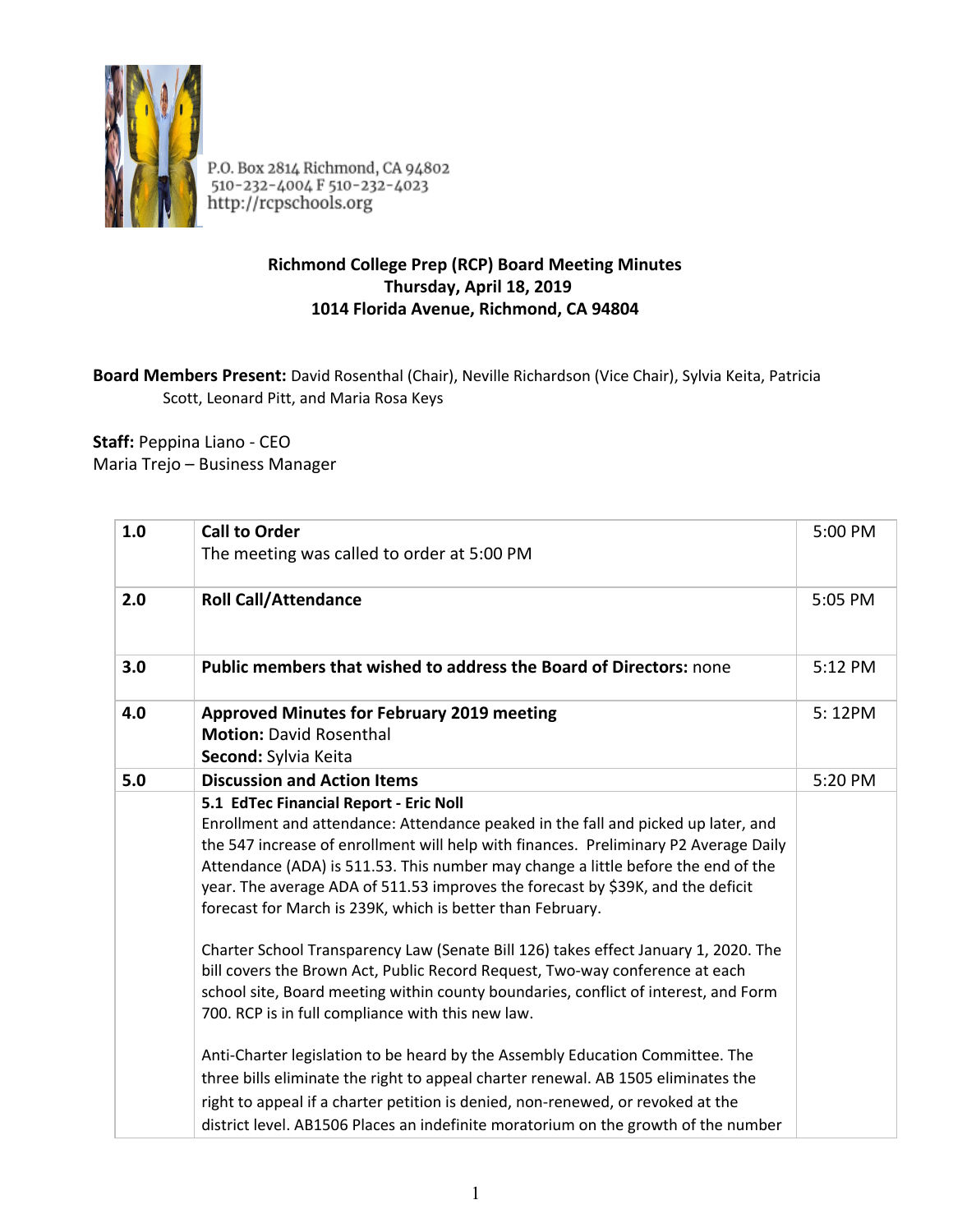P.O. Box 2814 Richmond, CA 94802
510-232-4004 F 510-232-4023
http://rcpschools.org

## Richmond College Prep (RCP) Board Meeting Minutes
### Thursday, April 18, 2019
### 1014 Florida Avenue, Richmond, CA 94804

**Board Members Present:** David Rosenthal (Chair), Neville Richardson (Vice Chair), Sylvia Keita, Patricia Scott, Leonard Pitt, and Maria Rosa Keys

**Staff:** Peppina Liano - CEO
Maria Trejo – Business Manager

| | | |
|---|---|---|
| 1.0 | **Call to Order**<br>The meeting was called to order at 5:00 PM | 5:00 PM |
| 2.0 | **Roll Call/Attendance** | 5:05 PM |
| 3.0 | **Public members that wished to address the Board of Directors:** none | 5:12 PM |
| 4.0 | **Approved Minutes for February 2019 meeting**<br>**Motion:** David Rosenthal<br>**Second:** Sylvia Keita | 5: 12PM |
| 5.0 | **Discussion and Action Items** | 5:20 PM |
| | **5.1 EdTec Financial Report - Eric Noll**<br>Enrollment and attendance: Attendance peaked in the fall and picked up later, and the 547 increase of enrollment will help with finances. Preliminary P2 Average Daily Attendance (ADA) is 511.53. This number may change a little before the end of the year. The average ADA of 511.53 improves the forecast by $39K, and the deficit forecast for March is 239K, which is better than February.<br><br>Charter School Transparency Law (Senate Bill 126) takes effect January 1, 2020. The bill covers the Brown Act, Public Record Request, Two-way conference at each school site, Board meeting within county boundaries, conflict of interest, and Form 700. RCP is in full compliance with this new law.<br><br>Anti-Charter legislation to be heard by the Assembly Education Committee. The three bills eliminate the right to appeal charter renewal. AB 1505 eliminates the right to appeal if a charter petition is denied, non-renewed, or revoked at the district level. AB1506 Places an indefinite moratorium on the growth of the number | |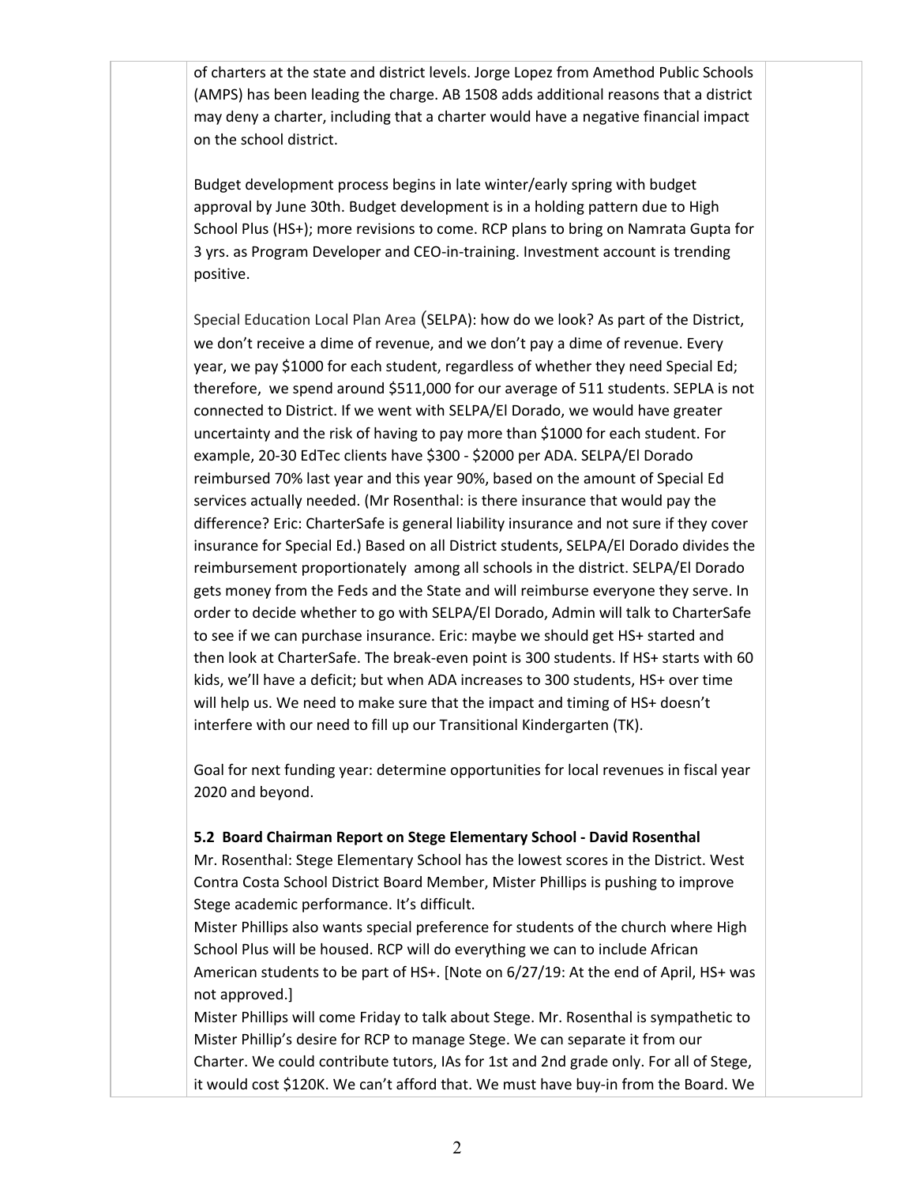of charters at the state and district levels. Jorge Lopez from Amethod Public Schools (AMPS) has been leading the charge. AB 1508 adds additional reasons that a district may deny a charter, including that a charter would have a negative financial impact on the school district.

Budget development process begins in late winter/early spring with budget approval by June 30th. Budget development is in a holding pattern due to High School Plus (HS+); more revisions to come. RCP plans to bring on Namrata Gupta for 3 yrs. as Program Developer and CEO-in-training. Investment account is trending positive.

Special Education Local Plan Area (SELPA): how do we look? As part of the District, we don't receive a dime of revenue, and we don't pay a dime of revenue. Every year, we pay $1000 for each student, regardless of whether they need Special Ed; therefore, we spend around $511,000 for our average of 511 students. SEPLA is not connected to District. If we went with SELPA/El Dorado, we would have greater uncertainty and the risk of having to pay more than $1000 for each student. For example, 20-30 EdTec clients have $300 - $2000 per ADA. SELPA/El Dorado reimbursed 70% last year and this year 90%, based on the amount of Special Ed services actually needed. (Mr Rosenthal: is there insurance that would pay the difference? Eric: CharterSafe is general liability insurance and not sure if they cover insurance for Special Ed.) Based on all District students, SELPA/El Dorado divides the reimbursement proportionately among all schools in the district. SELPA/El Dorado gets money from the Feds and the State and will reimburse everyone they serve. In order to decide whether to go with SELPA/El Dorado, Admin will talk to CharterSafe to see if we can purchase insurance. Eric: maybe we should get HS+ started and then look at CharterSafe. The break-even point is 300 students. If HS+ starts with 60 kids, we'll have a deficit; but when ADA increases to 300 students, HS+ over time will help us. We need to make sure that the impact and timing of HS+ doesn't interfere with our need to fill up our Transitional Kindergarten (TK).

Goal for next funding year: determine opportunities for local revenues in fiscal year 2020 and beyond.

**5.2 Board Chairman Report on Stege Elementary School - David Rosenthal**

Mr. Rosenthal: Stege Elementary School has the lowest scores in the District. West Contra Costa School District Board Member, Mister Phillips is pushing to improve Stege academic performance. It's difficult.

Mister Phillips also wants special preference for students of the church where High School Plus will be housed. RCP will do everything we can to include African American students to be part of HS+. [Note on 6/27/19: At the end of April, HS+ was not approved.]

Mister Phillips will come Friday to talk about Stege. Mr. Rosenthal is sympathetic to Mister Phillip's desire for RCP to manage Stege. We can separate it from our Charter. We could contribute tutors, IAs for 1st and 2nd grade only. For all of Stege, it would cost $120K. We can't afford that. We must have buy-in from the Board. We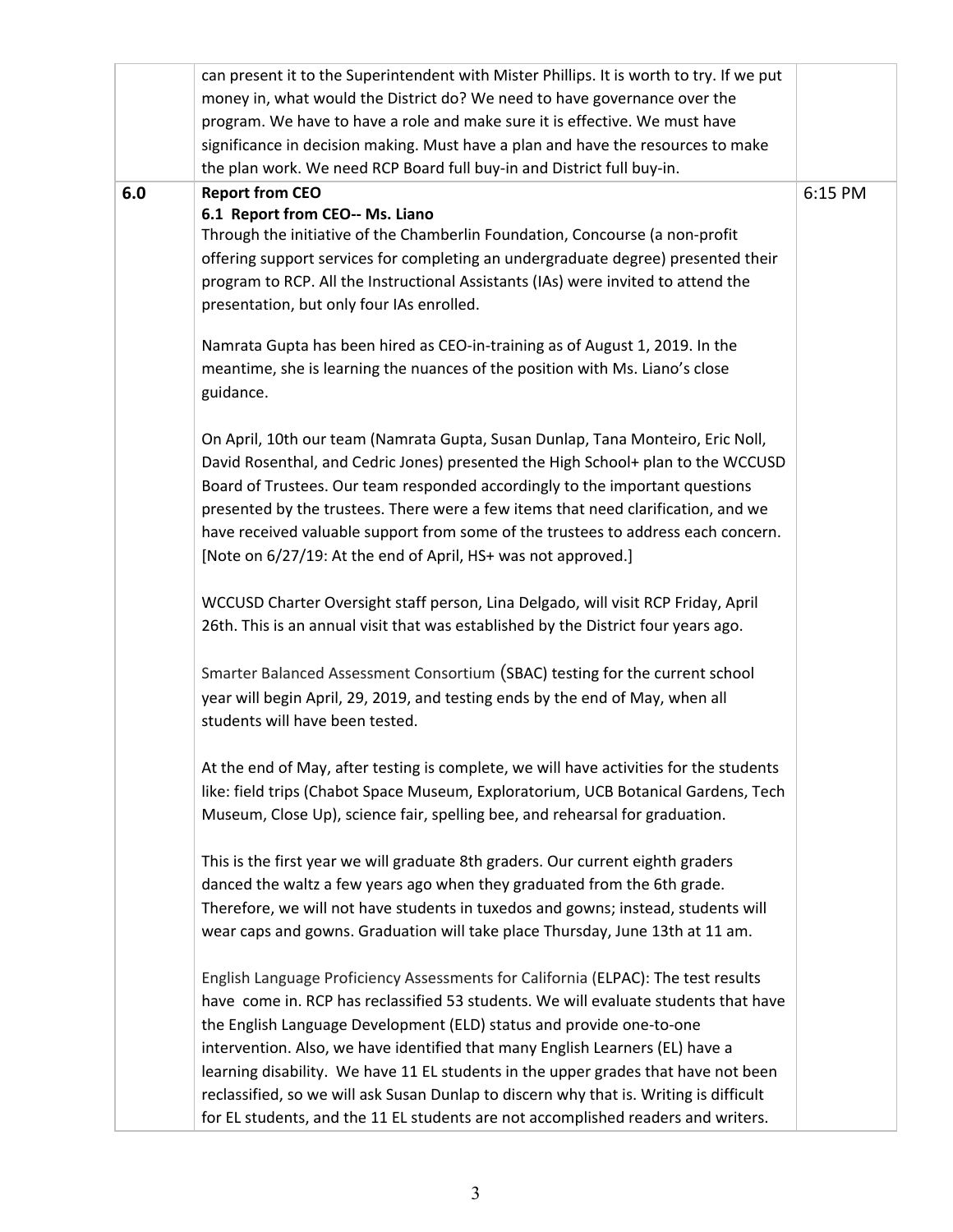| | | |
|---|---|---|
| | can present it to the Superintendent with Mister Phillips. It is worth to try. If we put money in, what would the District do? We need to have governance over the program. We have to have a role and make sure it is effective. We must have significance in decision making. Must have a plan and have the resources to make the plan work. We need RCP Board full buy-in and District full buy-in. | |
| **6.0** | **Report from CEO**<br>**6.1 Report from CEO-- Ms. Liano**<br>Through the initiative of the Chamberlin Foundation, Concourse (a non-profit offering support services for completing an undergraduate degree) presented their program to RCP. All the Instructional Assistants (IAs) were invited to attend the presentation, but only four IAs enrolled.<br><br>Namrata Gupta has been hired as CEO-in-training as of August 1, 2019. In the meantime, she is learning the nuances of the position with Ms. Liano's close guidance.<br><br>On April, 10th our team (Namrata Gupta, Susan Dunlap, Tana Monteiro, Eric Noll, David Rosenthal, and Cedric Jones) presented the High School+ plan to the WCCUSD Board of Trustees. Our team responded accordingly to the important questions presented by the trustees. There were a few items that need clarification, and we have received valuable support from some of the trustees to address each concern. [Note on 6/27/19: At the end of April, HS+ was not approved.]<br><br>WCCUSD Charter Oversight staff person, Lina Delgado, will visit RCP Friday, April 26th. This is an annual visit that was established by the District four years ago.<br><br>Smarter Balanced Assessment Consortium (SBAC) testing for the current school year will begin April, 29, 2019, and testing ends by the end of May, when all students will have been tested.<br><br>At the end of May, after testing is complete, we will have activities for the students like: field trips (Chabot Space Museum, Exploratorium, UCB Botanical Gardens, Tech Museum, Close Up), science fair, spelling bee, and rehearsal for graduation.<br><br>This is the first year we will graduate 8th graders. Our current eighth graders danced the waltz a few years ago when they graduated from the 6th grade. Therefore, we will not have students in tuxedos and gowns; instead, students will wear caps and gowns. Graduation will take place Thursday, June 13th at 11 am.<br><br>English Language Proficiency Assessments for California (ELPAC): The test results have come in. RCP has reclassified 53 students. We will evaluate students that have the English Language Development (ELD) status and provide one-to-one intervention. Also, we have identified that many English Learners (EL) have a learning disability. We have 11 EL students in the upper grades that have not been reclassified, so we will ask Susan Dunlap to discern why that is. Writing is difficult for EL students, and the 11 EL students are not accomplished readers and writers. | 6:15 PM |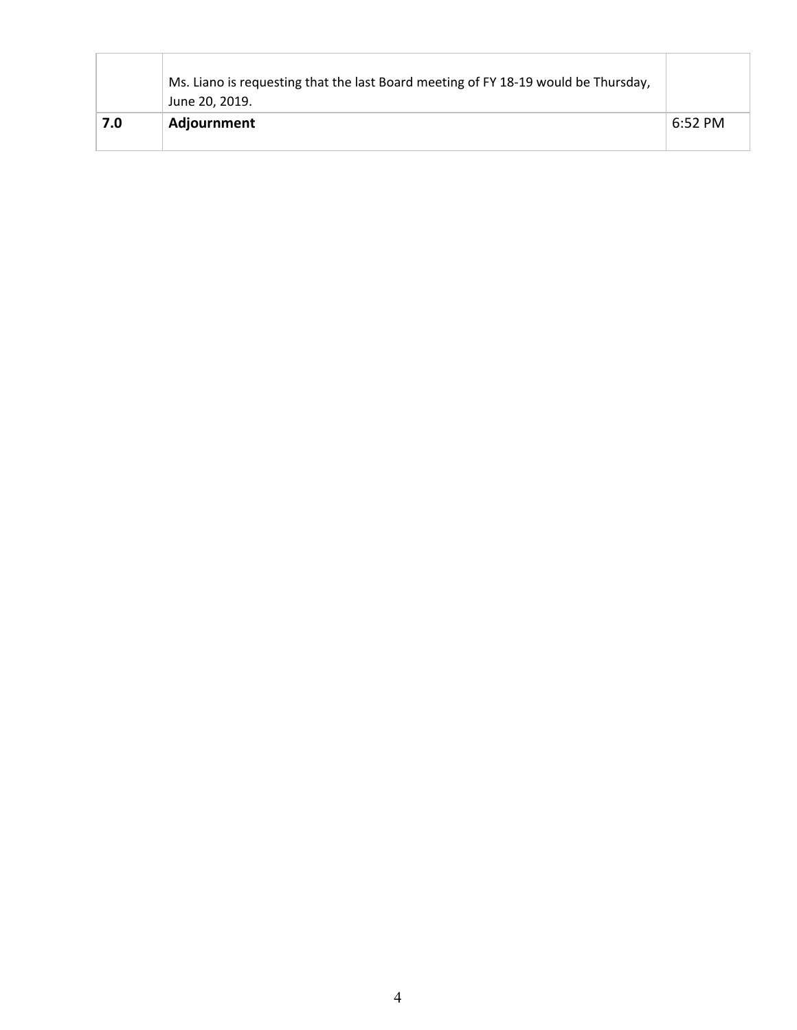| | | |
|---|---|---|
| | Ms. Liano is requesting that the last Board meeting of FY 18-19 would be Thursday, June 20, 2019. | |
| **7.0** | **Adjournment** | 6:52 PM |